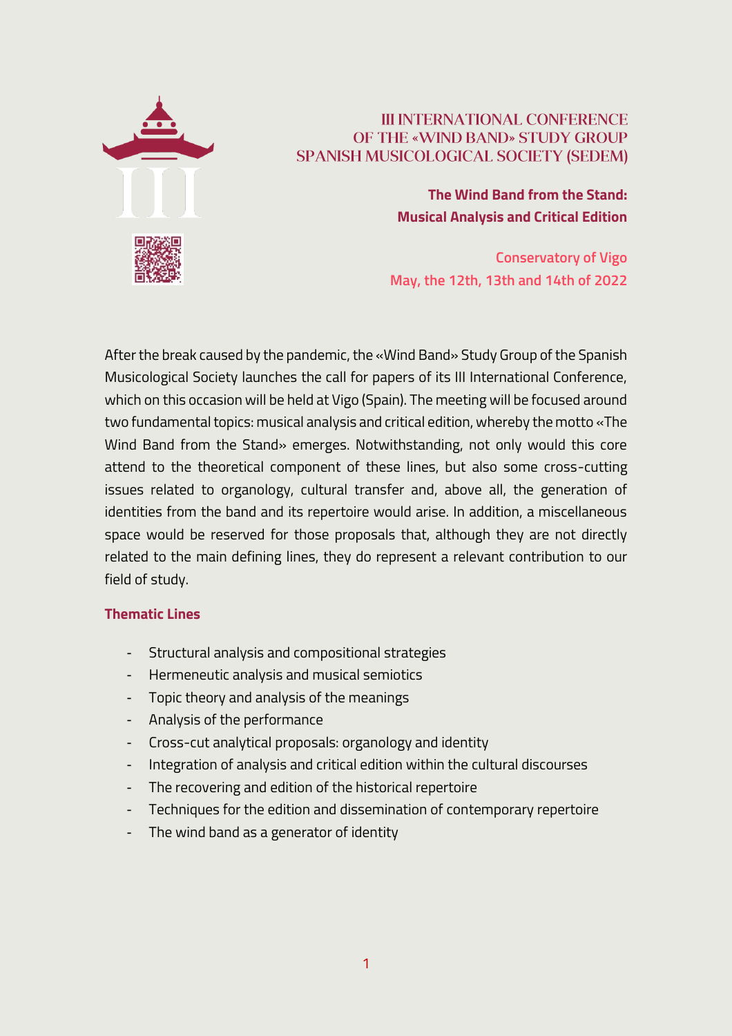# III INTERNATIONAL CONFERENCE OF THE «WIND BAND» STUDY GROUP SPANISH MUSICOLOGICAL SOCIETY (SEDEM)

**The Wind Band from the Stand: Musical Analysis and Critical Edition**

**Conservatory of Vigo**
**May, the 12th, 13th and 14th of 2022**

After the break caused by the pandemic, the «Wind Band» Study Group of the Spanish Musicological Society launches the call for papers of its III International Conference, which on this occasion will be held at Vigo (Spain). The meeting will be focused around two fundamental topics: musical analysis and critical edition, whereby the motto «The Wind Band from the Stand» emerges. Notwithstanding, not only would this core attend to the theoretical component of these lines, but also some cross-cutting issues related to organology, cultural transfer and, above all, the generation of identities from the band and its repertoire would arise. In addition, a miscellaneous space would be reserved for those proposals that, although they are not directly related to the main defining lines, they do represent a relevant contribution to our field of study.

## Thematic Lines

- Structural analysis and compositional strategies
- Hermeneutic analysis and musical semiotics
- Topic theory and analysis of the meanings
- Analysis of the performance
- Cross-cut analytical proposals: organology and identity
- Integration of analysis and critical edition within the cultural discourses
- The recovering and edition of the historical repertoire
- Techniques for the edition and dissemination of contemporary repertoire
- The wind band as a generator of identity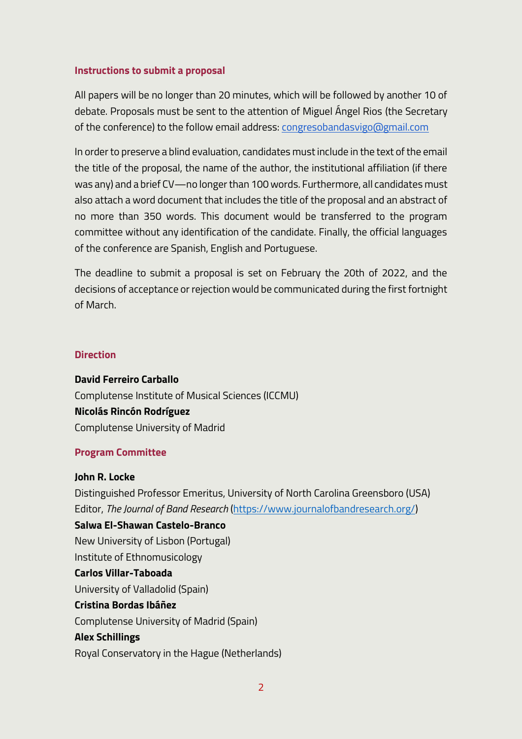## Instructions to submit a proposal

All papers will be no longer than 20 minutes, which will be followed by another 10 of debate. Proposals must be sent to the attention of Miguel Ángel Rios (the Secretary of the conference) to the follow email address: [congresobandasvigo@gmail.com](mailto:congresobandasvigo@gmail.com)

In order to preserve a blind evaluation, candidates must include in the text of the email the title of the proposal, the name of the author, the institutional affiliation (if there was any) and a brief CV—no longer than 100 words. Furthermore, all candidates must also attach a word document that includes the title of the proposal and an abstract of no more than 350 words. This document would be transferred to the program committee without any identification of the candidate. Finally, the official languages of the conference are Spanish, English and Portuguese.

The deadline to submit a proposal is set on February the 20th of 2022, and the decisions of acceptance or rejection would be communicated during the first fortnight of March.

## Direction

**David Ferreiro Carballo**
Complutense Institute of Musical Sciences (ICCMU)
**Nicolás Rincón Rodríguez**
Complutense University of Madrid

## Program Committee

**John R. Locke**
Distinguished Professor Emeritus, University of North Carolina Greensboro (USA)
Editor, *The Journal of Band Research* ([https://www.journalofbandresearch.org/](https://www.journalofbandresearch.org/))
**Salwa El-Shawan Castelo-Branco**
New University of Lisbon (Portugal)
Institute of Ethnomusicology
**Carlos Villar-Taboada**
University of Valladolid (Spain)
**Cristina Bordas Ibáñez**
Complutense University of Madrid (Spain)
**Alex Schillings**
Royal Conservatory in the Hague (Netherlands)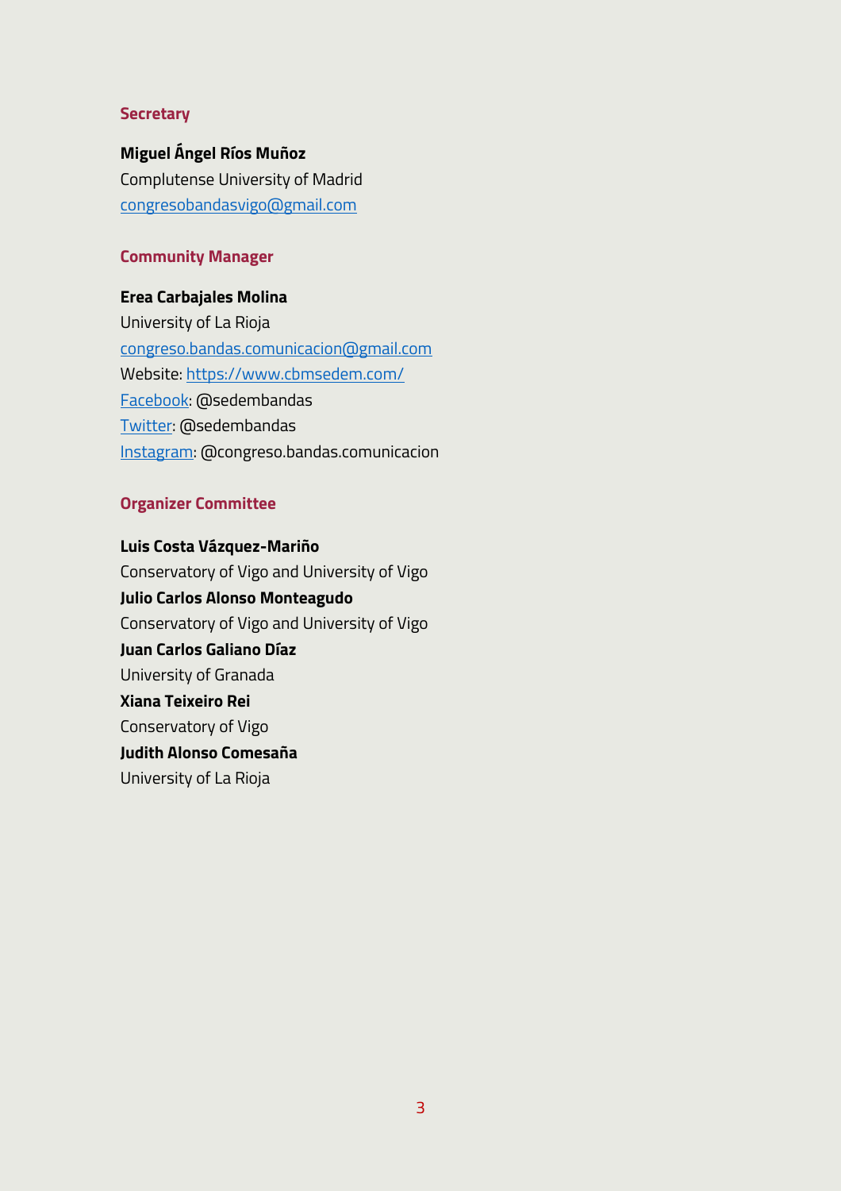### Secretary

**Miguel Ángel Ríos Muñoz**
Complutense University of Madrid
congresobandasvigo@gmail.com

### Community Manager

**Erea Carbajales Molina**
University of La Rioja
congreso.bandas.comunicacion@gmail.com
Website: https://www.cbmsedem.com/
Facebook: @sedembandas
Twitter: @sedembandas
Instagram: @congreso.bandas.comunicacion

### Organizer Committee

**Luis Costa Vázquez-Mariño**
Conservatory of Vigo and University of Vigo
**Julio Carlos Alonso Monteagudo**
Conservatory of Vigo and University of Vigo
**Juan Carlos Galiano Díaz**
University of Granada
**Xiana Teixeiro Rei**
Conservatory of Vigo
**Judith Alonso Comesaña**
University of La Rioja